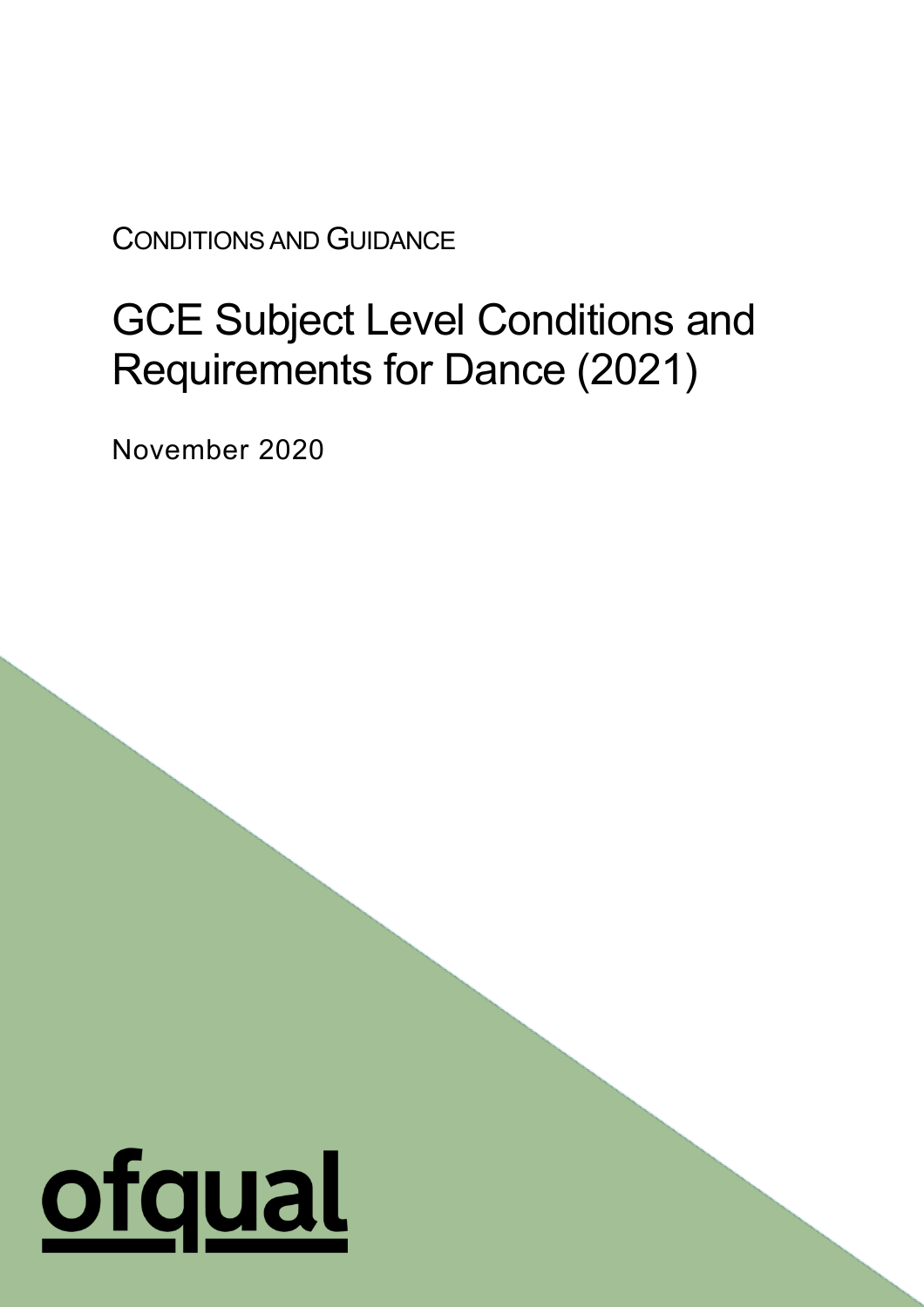CONDITIONS AND GUIDANCE

# GCE Subject Level Conditions and Requirements for Dance (2021)

November 2020

ofqual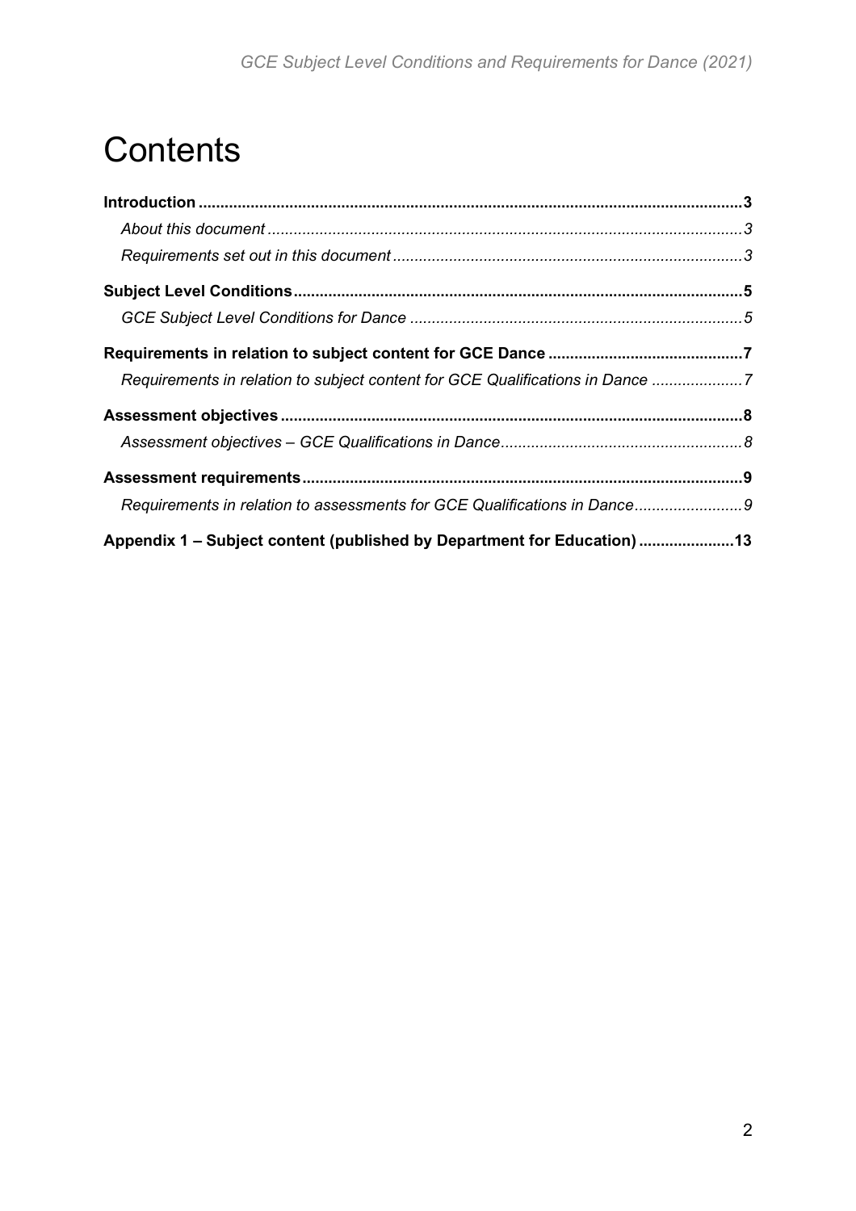# Contents

**Introduction** ... **3**

*About this document* ... *3*

*Requirements set out in this document* ... *3*

**Subject Level Conditions** ... **5**

*GCE Subject Level Conditions for Dance* ... *5*

**Requirements in relation to subject content for GCE Dance** ... **7**

*Requirements in relation to subject content for GCE Qualifications in Dance* ... *7*

**Assessment objectives** ... **8**

*Assessment objectives – GCE Qualifications in Dance* ... *8*

**Assessment requirements** ... **9**

*Requirements in relation to assessments for GCE Qualifications in Dance* ... *9*

**Appendix 1 – Subject content (published by Department for Education)** ... **13**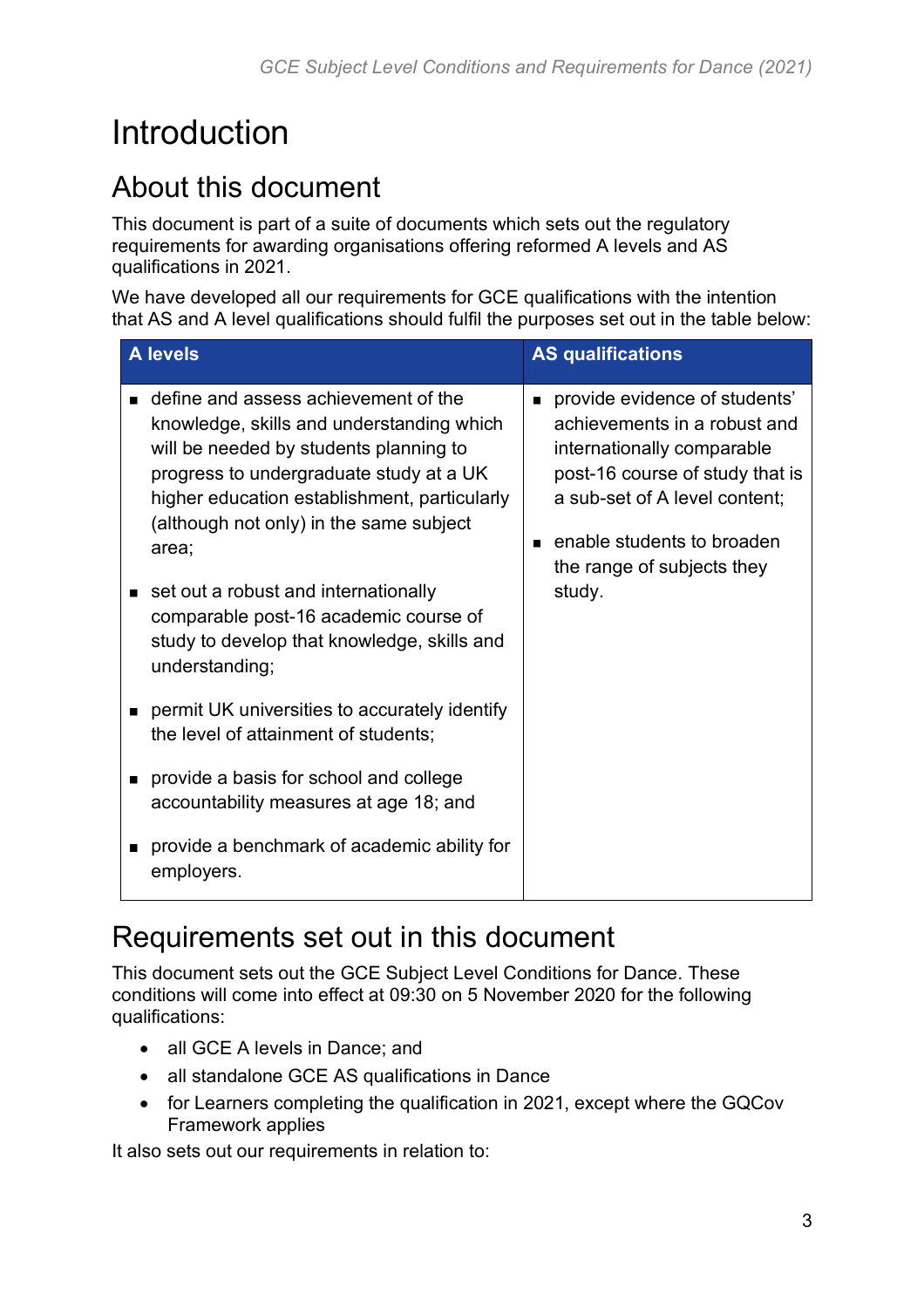# Introduction

## About this document

This document is part of a suite of documents which sets out the regulatory requirements for awarding organisations offering reformed A levels and AS qualifications in 2021.

We have developed all our requirements for GCE qualifications with the intention that AS and A level qualifications should fulfil the purposes set out in the table below:

| A levels | AS qualifications |
| --- | --- |
| ▪ define and assess achievement of the knowledge, skills and understanding which will be needed by students planning to progress to undergraduate study at a UK higher education establishment, particularly (although not only) in the same subject area;<br><br>▪ set out a robust and internationally comparable post-16 academic course of study to develop that knowledge, skills and understanding;<br><br>▪ permit UK universities to accurately identify the level of attainment of students;<br><br>▪ provide a basis for school and college accountability measures at age 18; and<br><br>▪ provide a benchmark of academic ability for employers. | ▪ provide evidence of students' achievements in a robust and internationally comparable post-16 course of study that is a sub-set of A level content;<br><br>▪ enable students to broaden the range of subjects they study. |

## Requirements set out in this document

This document sets out the GCE Subject Level Conditions for Dance. These conditions will come into effect at 09:30 on 5 November 2020 for the following qualifications:

- all GCE A levels in Dance; and
- all standalone GCE AS qualifications in Dance
- for Learners completing the qualification in 2021, except where the GQCov Framework applies

It also sets out our requirements in relation to: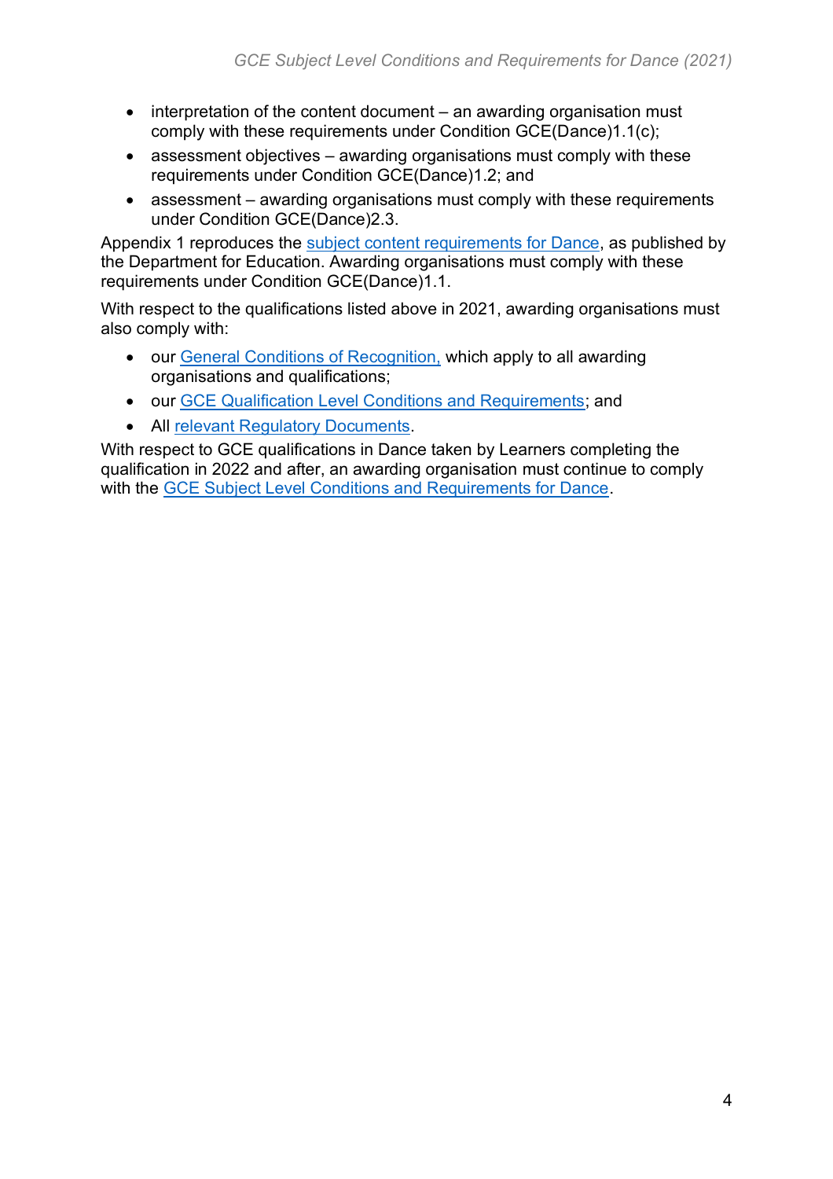- interpretation of the content document – an awarding organisation must comply with these requirements under Condition GCE(Dance)1.1(c);
- assessment objectives – awarding organisations must comply with these requirements under Condition GCE(Dance)1.2; and
- assessment – awarding organisations must comply with these requirements under Condition GCE(Dance)2.3.

Appendix 1 reproduces the subject content requirements for Dance, as published by the Department for Education. Awarding organisations must comply with these requirements under Condition GCE(Dance)1.1.

With respect to the qualifications listed above in 2021, awarding organisations must also comply with:

- our General Conditions of Recognition, which apply to all awarding organisations and qualifications;
- our GCE Qualification Level Conditions and Requirements; and
- All relevant Regulatory Documents.

With respect to GCE qualifications in Dance taken by Learners completing the qualification in 2022 and after, an awarding organisation must continue to comply with the GCE Subject Level Conditions and Requirements for Dance.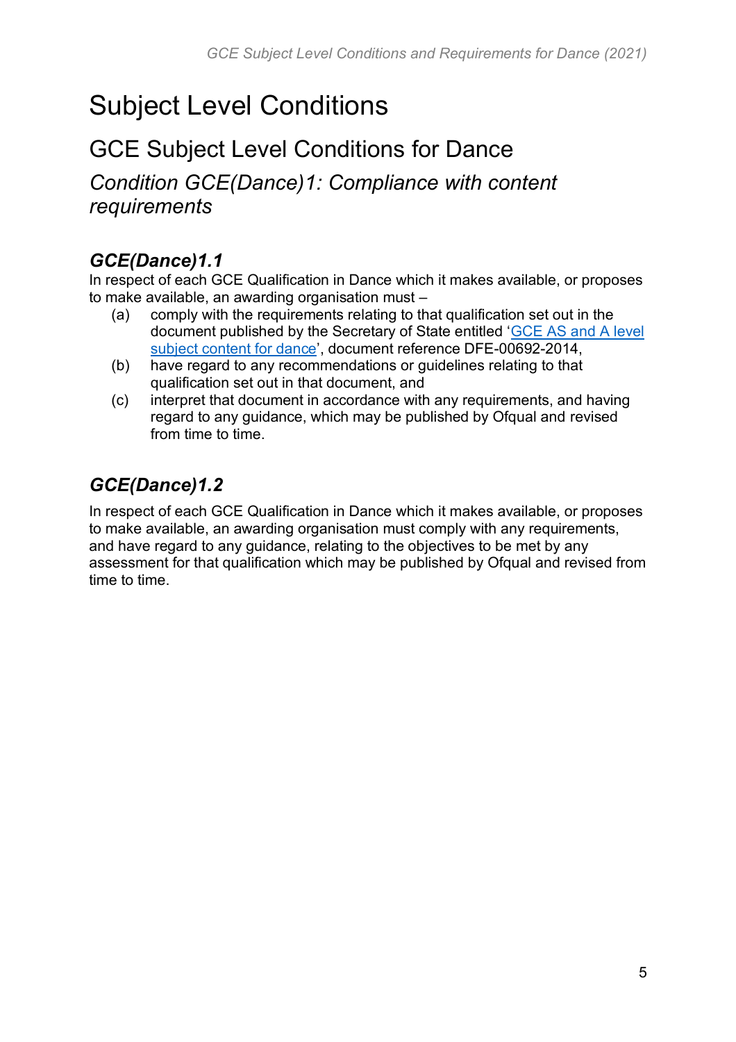# Subject Level Conditions

## GCE Subject Level Conditions for Dance

### *Condition GCE(Dance)1: Compliance with content requirements*

#### *GCE(Dance)1.1*

In respect of each GCE Qualification in Dance which it makes available, or proposes to make available, an awarding organisation must –

(a) comply with the requirements relating to that qualification set out in the document published by the Secretary of State entitled 'GCE AS and A level subject content for dance', document reference DFE-00692-2014,

(b) have regard to any recommendations or guidelines relating to that qualification set out in that document, and

(c) interpret that document in accordance with any requirements, and having regard to any guidance, which may be published by Ofqual and revised from time to time.

#### *GCE(Dance)1.2*

In respect of each GCE Qualification in Dance which it makes available, or proposes to make available, an awarding organisation must comply with any requirements, and have regard to any guidance, relating to the objectives to be met by any assessment for that qualification which may be published by Ofqual and revised from time to time.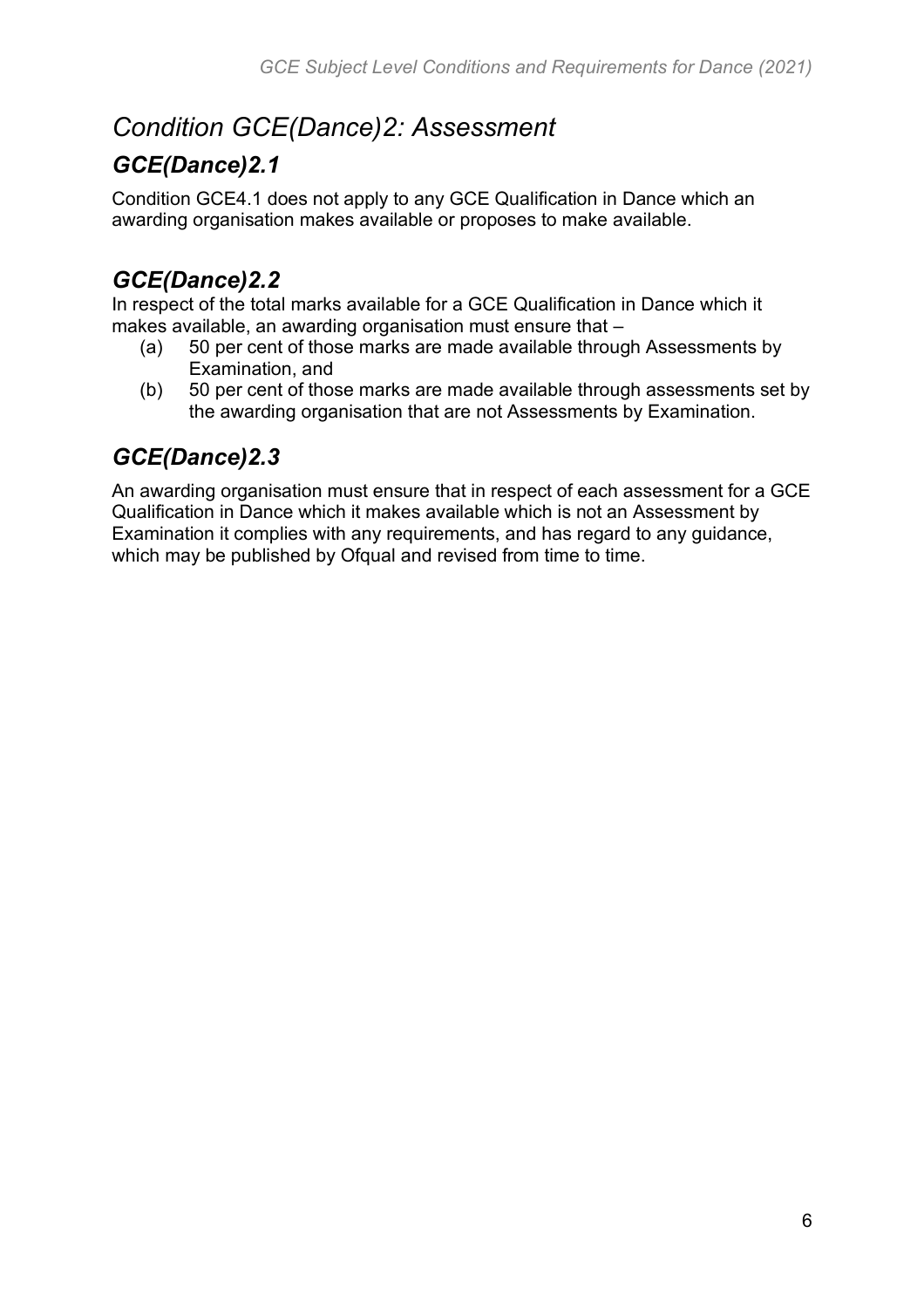# *Condition GCE(Dance)2: Assessment*

## *GCE(Dance)2.1*

Condition GCE4.1 does not apply to any GCE Qualification in Dance which an awarding organisation makes available or proposes to make available.

## *GCE(Dance)2.2*

In respect of the total marks available for a GCE Qualification in Dance which it makes available, an awarding organisation must ensure that –

(a) 50 per cent of those marks are made available through Assessments by Examination, and

(b) 50 per cent of those marks are made available through assessments set by the awarding organisation that are not Assessments by Examination.

## *GCE(Dance)2.3*

An awarding organisation must ensure that in respect of each assessment for a GCE Qualification in Dance which it makes available which is not an Assessment by Examination it complies with any requirements, and has regard to any guidance, which may be published by Ofqual and revised from time to time.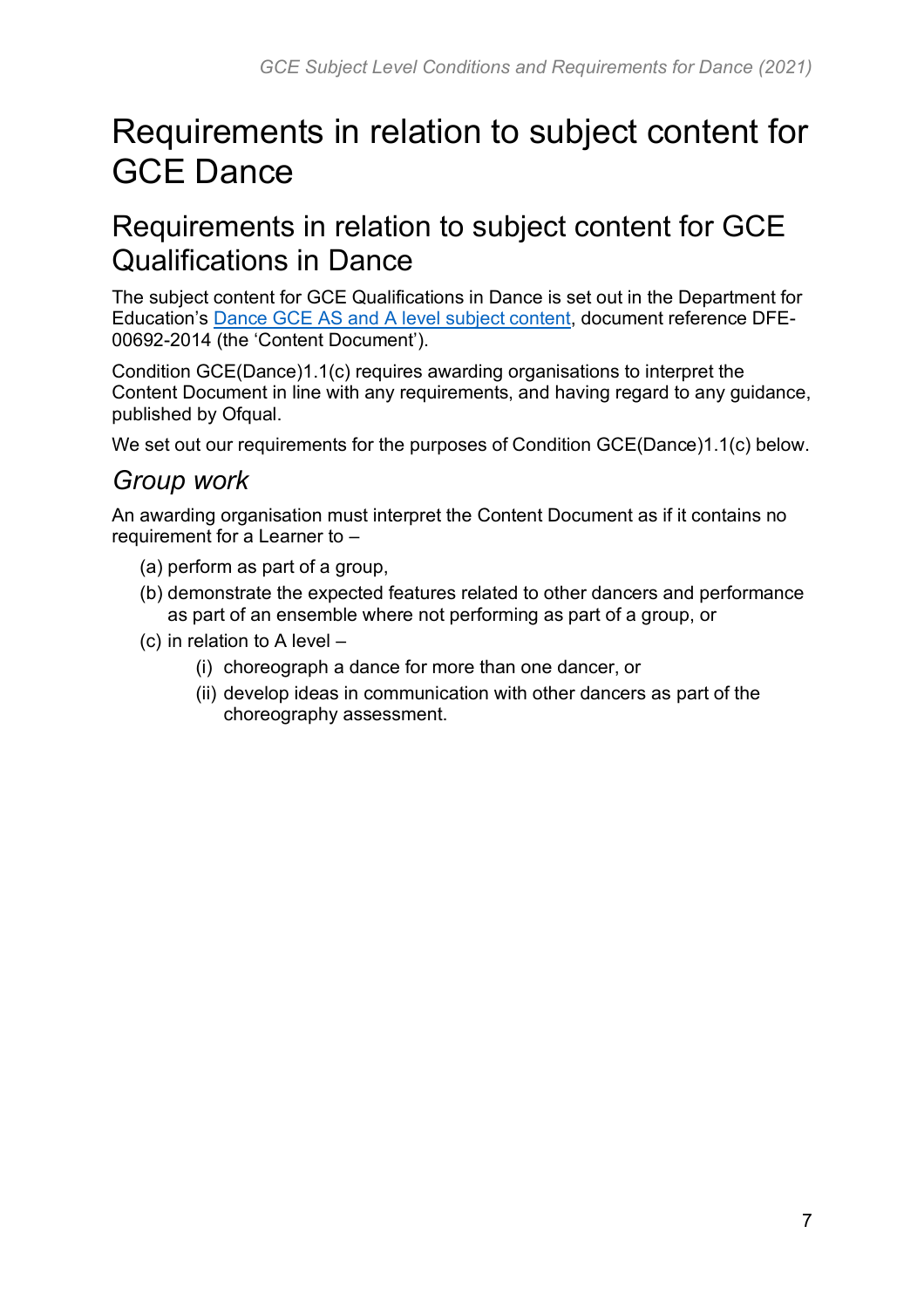# Requirements in relation to subject content for GCE Dance

## Requirements in relation to subject content for GCE Qualifications in Dance

The subject content for GCE Qualifications in Dance is set out in the Department for Education's Dance GCE AS and A level subject content, document reference DFE-00692-2014 (the 'Content Document').

Condition GCE(Dance)1.1(c) requires awarding organisations to interpret the Content Document in line with any requirements, and having regard to any guidance, published by Ofqual.

We set out our requirements for the purposes of Condition GCE(Dance)1.1(c) below.

### *Group work*

An awarding organisation must interpret the Content Document as if it contains no requirement for a Learner to –

- (a) perform as part of a group,
- (b) demonstrate the expected features related to other dancers and performance as part of an ensemble where not performing as part of a group, or
- (c) in relation to A level –
  - (i) choreograph a dance for more than one dancer, or
  - (ii) develop ideas in communication with other dancers as part of the choreography assessment.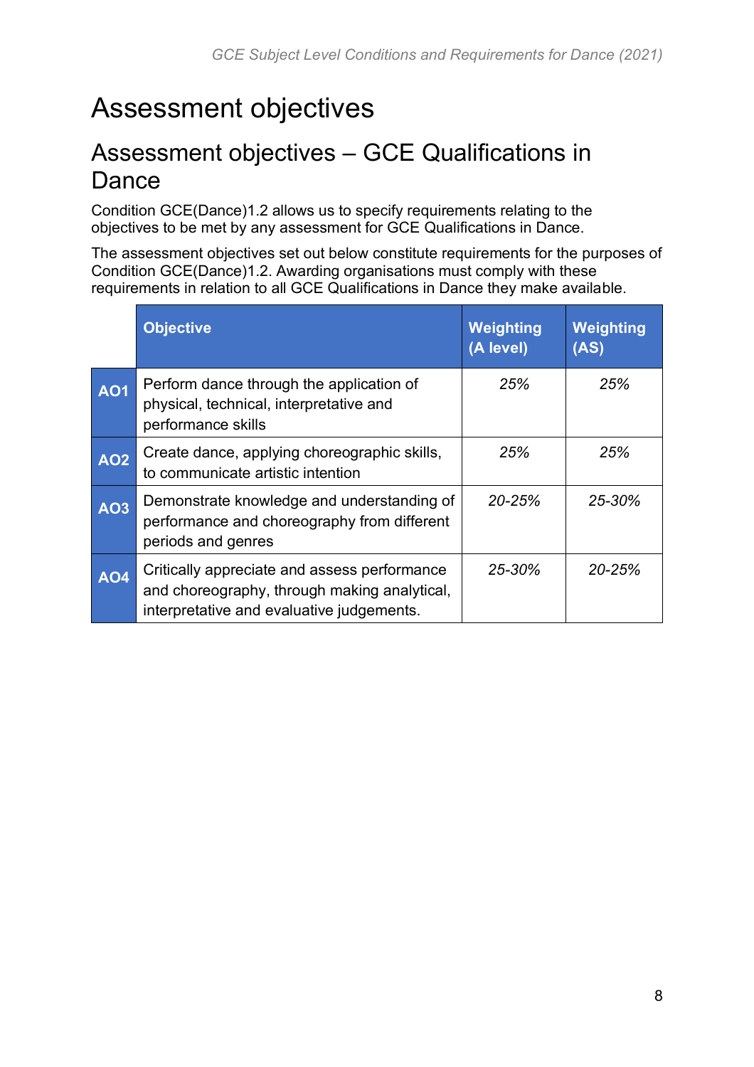# Assessment objectives

## Assessment objectives – GCE Qualifications in Dance

Condition GCE(Dance)1.2 allows us to specify requirements relating to the objectives to be met by any assessment for GCE Qualifications in Dance.

The assessment objectives set out below constitute requirements for the purposes of Condition GCE(Dance)1.2. Awarding organisations must comply with these requirements in relation to all GCE Qualifications in Dance they make available.

| | Objective | Weighting (A level) | Weighting (AS) |
|---|---|---|---|
| **AO1** | Perform dance through the application of physical, technical, interpretative and performance skills | *25%* | *25%* |
| **AO2** | Create dance, applying choreographic skills, to communicate artistic intention | *25%* | *25%* |
| **AO3** | Demonstrate knowledge and understanding of performance and choreography from different periods and genres | *20-25%* | *25-30%* |
| **AO4** | Critically appreciate and assess performance and choreography, through making analytical, interpretative and evaluative judgements. | *25-30%* | *20-25%* |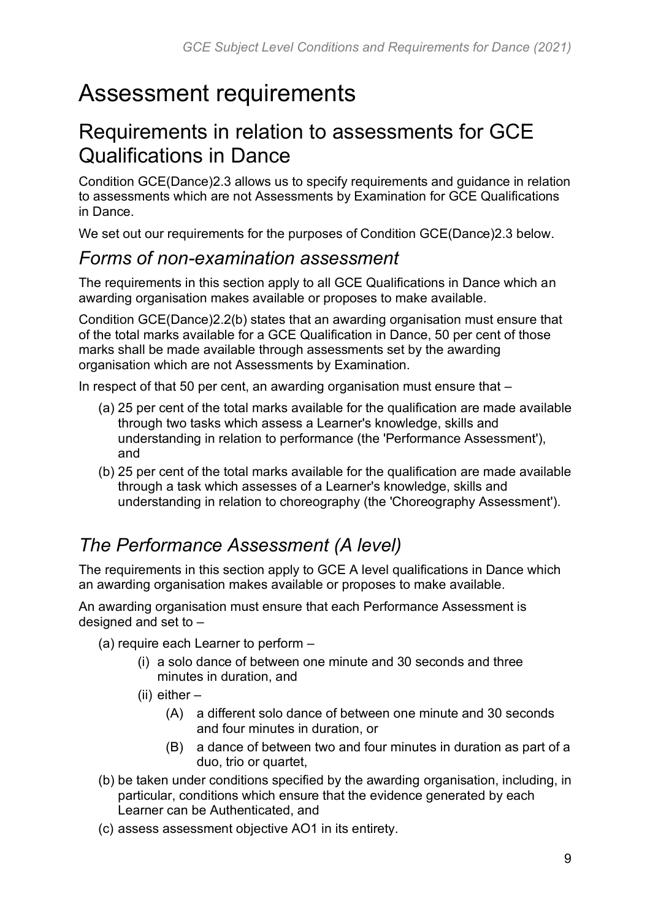# Assessment requirements

## Requirements in relation to assessments for GCE Qualifications in Dance

Condition GCE(Dance)2.3 allows us to specify requirements and guidance in relation to assessments which are not Assessments by Examination for GCE Qualifications in Dance.

We set out our requirements for the purposes of Condition GCE(Dance)2.3 below.

### *Forms of non-examination assessment*

The requirements in this section apply to all GCE Qualifications in Dance which an awarding organisation makes available or proposes to make available.

Condition GCE(Dance)2.2(b) states that an awarding organisation must ensure that of the total marks available for a GCE Qualification in Dance, 50 per cent of those marks shall be made available through assessments set by the awarding organisation which are not Assessments by Examination.

In respect of that 50 per cent, an awarding organisation must ensure that –

(a) 25 per cent of the total marks available for the qualification are made available through two tasks which assess a Learner's knowledge, skills and understanding in relation to performance (the 'Performance Assessment'), and

(b) 25 per cent of the total marks available for the qualification are made available through a task which assesses of a Learner's knowledge, skills and understanding in relation to choreography (the 'Choreography Assessment').

### *The Performance Assessment (A level)*

The requirements in this section apply to GCE A level qualifications in Dance which an awarding organisation makes available or proposes to make available.

An awarding organisation must ensure that each Performance Assessment is designed and set to –

(a) require each Learner to perform –

   (i) a solo dance of between one minute and 30 seconds and three minutes in duration, and

   (ii) either –

      (A) a different solo dance of between one minute and 30 seconds and four minutes in duration, or

      (B) a dance of between two and four minutes in duration as part of a duo, trio or quartet,

(b) be taken under conditions specified by the awarding organisation, including, in particular, conditions which ensure that the evidence generated by each Learner can be Authenticated, and

(c) assess assessment objective AO1 in its entirety.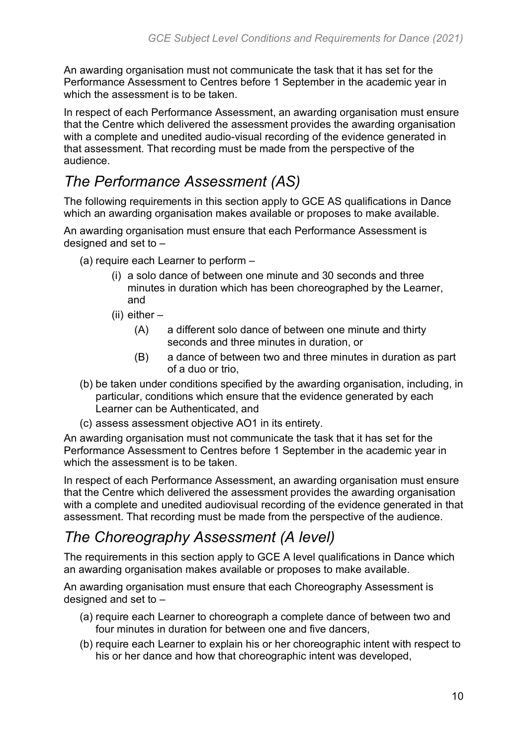An awarding organisation must not communicate the task that it has set for the Performance Assessment to Centres before 1 September in the academic year in which the assessment is to be taken.

In respect of each Performance Assessment, an awarding organisation must ensure that the Centre which delivered the assessment provides the awarding organisation with a complete and unedited audio-visual recording of the evidence generated in that assessment. That recording must be made from the perspective of the audience.

## *The Performance Assessment (AS)*

The following requirements in this section apply to GCE AS qualifications in Dance which an awarding organisation makes available or proposes to make available.

An awarding organisation must ensure that each Performance Assessment is designed and set to –

- (a) require each Learner to perform –
  - (i) a solo dance of between one minute and 30 seconds and three minutes in duration which has been choreographed by the Learner, and
  - (ii) either –
    - (A) a different solo dance of between one minute and thirty seconds and three minutes in duration, or
    - (B) a dance of between two and three minutes in duration as part of a duo or trio,
- (b) be taken under conditions specified by the awarding organisation, including, in particular, conditions which ensure that the evidence generated by each Learner can be Authenticated, and
- (c) assess assessment objective AO1 in its entirety.

An awarding organisation must not communicate the task that it has set for the Performance Assessment to Centres before 1 September in the academic year in which the assessment is to be taken.

In respect of each Performance Assessment, an awarding organisation must ensure that the Centre which delivered the assessment provides the awarding organisation with a complete and unedited audiovisual recording of the evidence generated in that assessment. That recording must be made from the perspective of the audience.

## *The Choreography Assessment (A level)*

The requirements in this section apply to GCE A level qualifications in Dance which an awarding organisation makes available or proposes to make available.

An awarding organisation must ensure that each Choreography Assessment is designed and set to –

- (a) require each Learner to choreograph a complete dance of between two and four minutes in duration for between one and five dancers,
- (b) require each Learner to explain his or her choreographic intent with respect to his or her dance and how that choreographic intent was developed,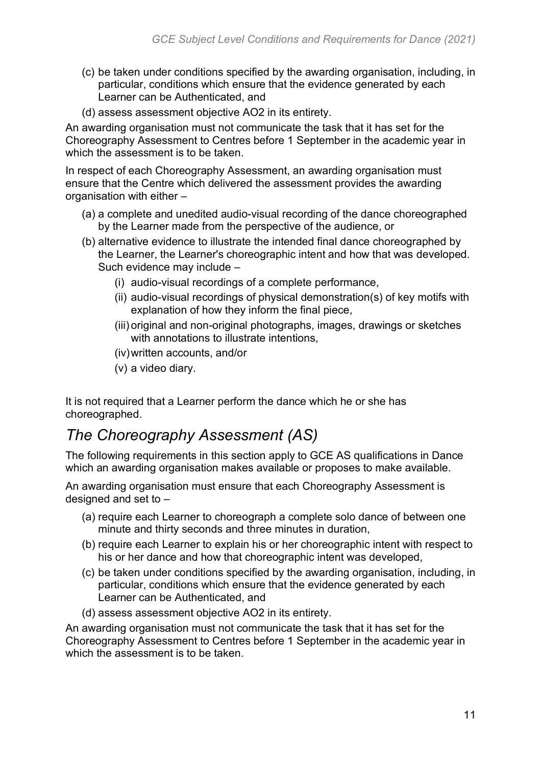(c) be taken under conditions specified by the awarding organisation, including, in particular, conditions which ensure that the evidence generated by each Learner can be Authenticated, and

(d) assess assessment objective AO2 in its entirety.

An awarding organisation must not communicate the task that it has set for the Choreography Assessment to Centres before 1 September in the academic year in which the assessment is to be taken.

In respect of each Choreography Assessment, an awarding organisation must ensure that the Centre which delivered the assessment provides the awarding organisation with either –

(a) a complete and unedited audio-visual recording of the dance choreographed by the Learner made from the perspective of the audience, or

(b) alternative evidence to illustrate the intended final dance choreographed by the Learner, the Learner's choreographic intent and how that was developed. Such evidence may include –

   (i) audio-visual recordings of a complete performance,

   (ii) audio-visual recordings of physical demonstration(s) of key motifs with explanation of how they inform the final piece,

   (iii) original and non-original photographs, images, drawings or sketches with annotations to illustrate intentions,

   (iv) written accounts, and/or

   (v) a video diary.

It is not required that a Learner perform the dance which he or she has choreographed.

## *The Choreography Assessment (AS)*

The following requirements in this section apply to GCE AS qualifications in Dance which an awarding organisation makes available or proposes to make available.

An awarding organisation must ensure that each Choreography Assessment is designed and set to –

(a) require each Learner to choreograph a complete solo dance of between one minute and thirty seconds and three minutes in duration,

(b) require each Learner to explain his or her choreographic intent with respect to his or her dance and how that choreographic intent was developed,

(c) be taken under conditions specified by the awarding organisation, including, in particular, conditions which ensure that the evidence generated by each Learner can be Authenticated, and

(d) assess assessment objective AO2 in its entirety.

An awarding organisation must not communicate the task that it has set for the Choreography Assessment to Centres before 1 September in the academic year in which the assessment is to be taken.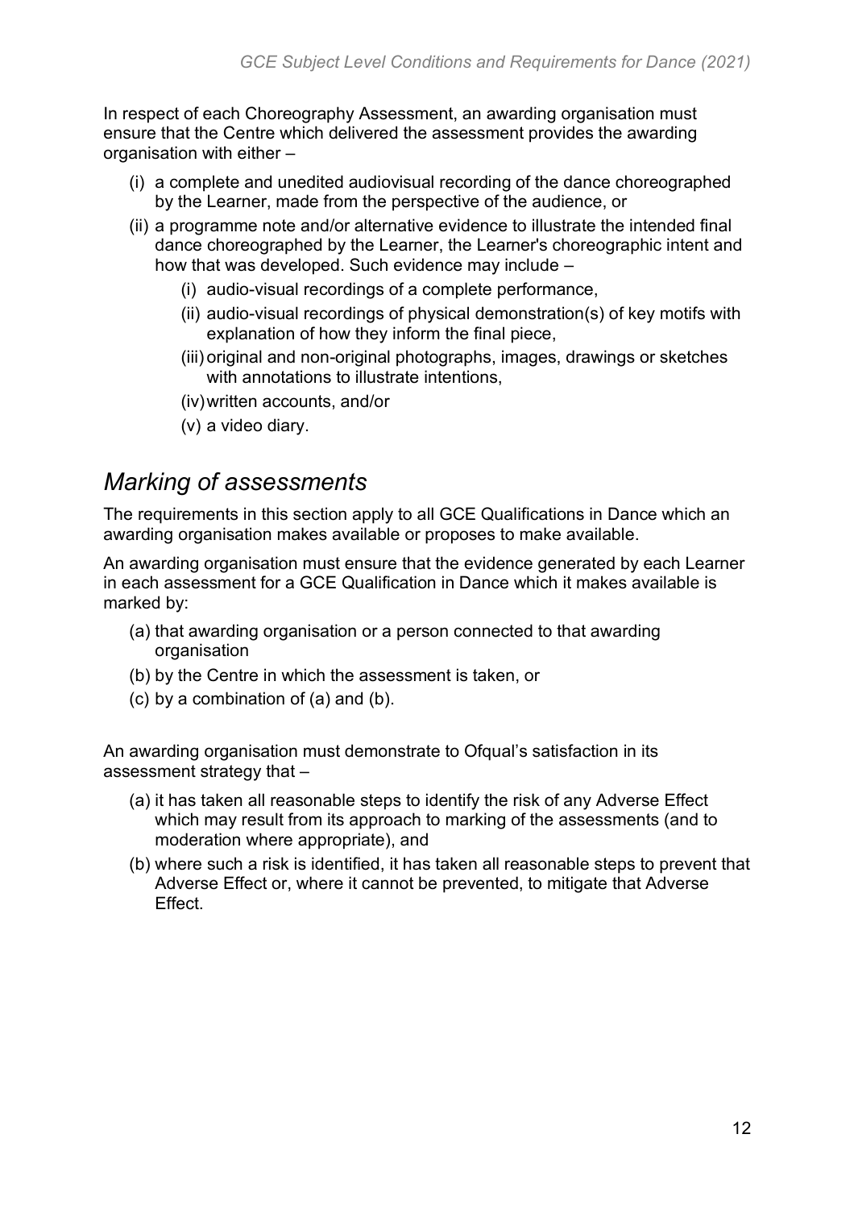In respect of each Choreography Assessment, an awarding organisation must ensure that the Centre which delivered the assessment provides the awarding organisation with either –

- (i) a complete and unedited audiovisual recording of the dance choreographed by the Learner, made from the perspective of the audience, or
- (ii) a programme note and/or alternative evidence to illustrate the intended final dance choreographed by the Learner, the Learner's choreographic intent and how that was developed. Such evidence may include –
    - (i) audio-visual recordings of a complete performance,
    - (ii) audio-visual recordings of physical demonstration(s) of key motifs with explanation of how they inform the final piece,
    - (iii) original and non-original photographs, images, drawings or sketches with annotations to illustrate intentions,
    - (iv) written accounts, and/or
    - (v) a video diary.

## *Marking of assessments*

The requirements in this section apply to all GCE Qualifications in Dance which an awarding organisation makes available or proposes to make available.

An awarding organisation must ensure that the evidence generated by each Learner in each assessment for a GCE Qualification in Dance which it makes available is marked by:

- (a) that awarding organisation or a person connected to that awarding organisation
- (b) by the Centre in which the assessment is taken, or
- (c) by a combination of (a) and (b).

An awarding organisation must demonstrate to Ofqual's satisfaction in its assessment strategy that –

- (a) it has taken all reasonable steps to identify the risk of any Adverse Effect which may result from its approach to marking of the assessments (and to moderation where appropriate), and
- (b) where such a risk is identified, it has taken all reasonable steps to prevent that Adverse Effect or, where it cannot be prevented, to mitigate that Adverse Effect.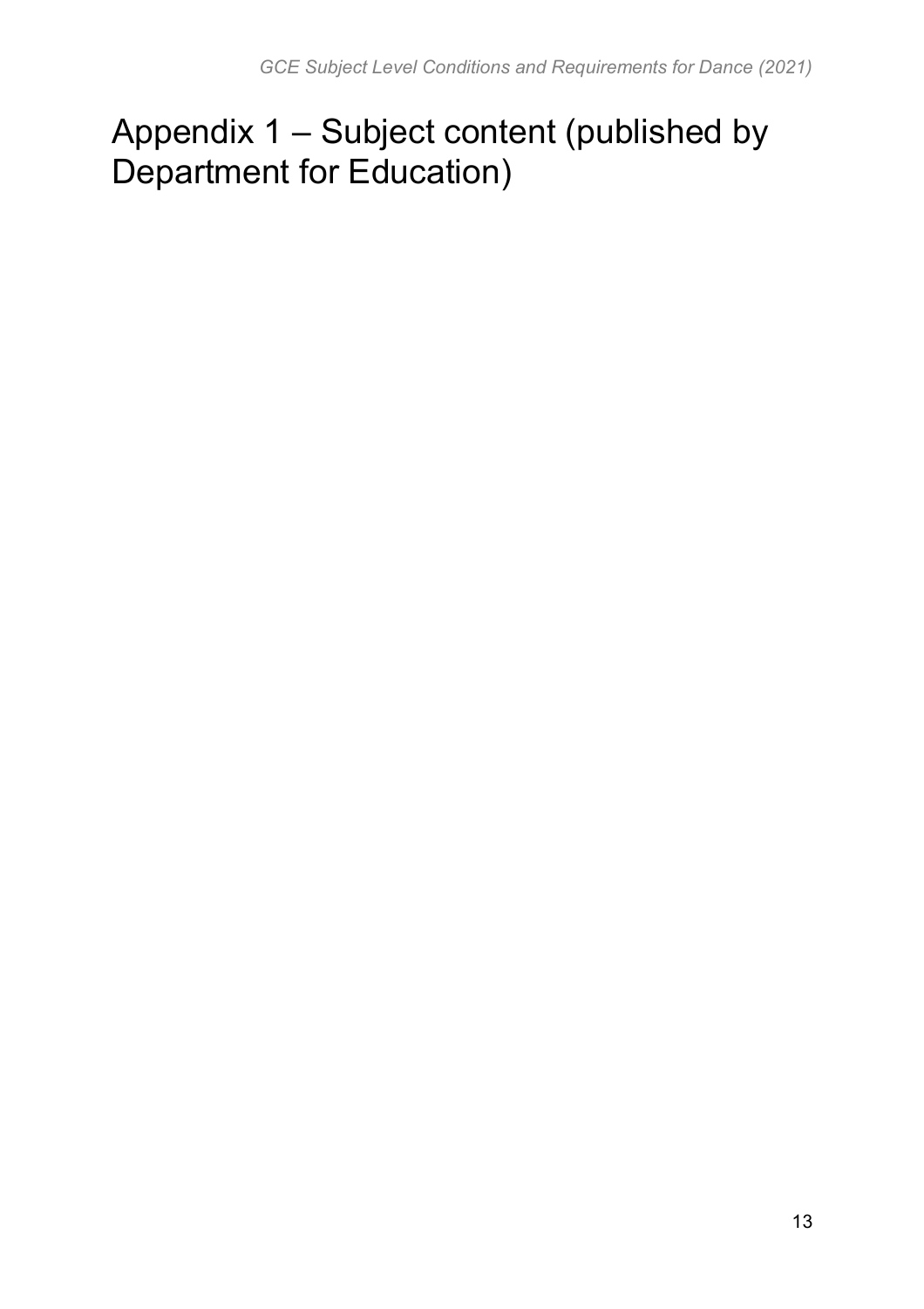# Appendix 1 – Subject content (published by Department for Education)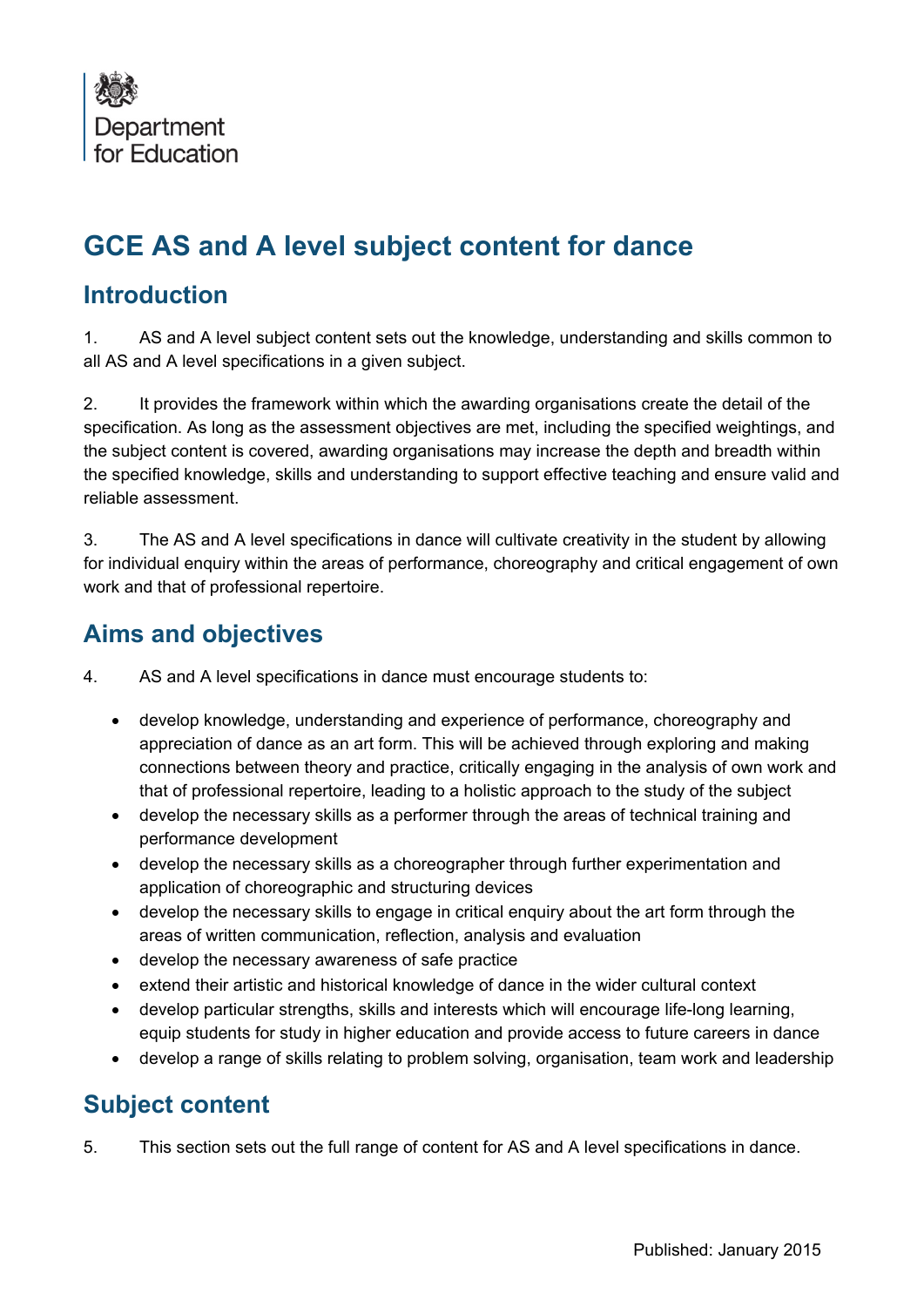Department for Education

# GCE AS and A level subject content for dance

## Introduction

1. AS and A level subject content sets out the knowledge, understanding and skills common to all AS and A level specifications in a given subject.

2. It provides the framework within which the awarding organisations create the detail of the specification. As long as the assessment objectives are met, including the specified weightings, and the subject content is covered, awarding organisations may increase the depth and breadth within the specified knowledge, skills and understanding to support effective teaching and ensure valid and reliable assessment.

3. The AS and A level specifications in dance will cultivate creativity in the student by allowing for individual enquiry within the areas of performance, choreography and critical engagement of own work and that of professional repertoire.

## Aims and objectives

4. AS and A level specifications in dance must encourage students to:

- develop knowledge, understanding and experience of performance, choreography and appreciation of dance as an art form. This will be achieved through exploring and making connections between theory and practice, critically engaging in the analysis of own work and that of professional repertoire, leading to a holistic approach to the study of the subject
- develop the necessary skills as a performer through the areas of technical training and performance development
- develop the necessary skills as a choreographer through further experimentation and application of choreographic and structuring devices
- develop the necessary skills to engage in critical enquiry about the art form through the areas of written communication, reflection, analysis and evaluation
- develop the necessary awareness of safe practice
- extend their artistic and historical knowledge of dance in the wider cultural context
- develop particular strengths, skills and interests which will encourage life-long learning, equip students for study in higher education and provide access to future careers in dance
- develop a range of skills relating to problem solving, organisation, team work and leadership

## Subject content

5. This section sets out the full range of content for AS and A level specifications in dance.

Published: January 2015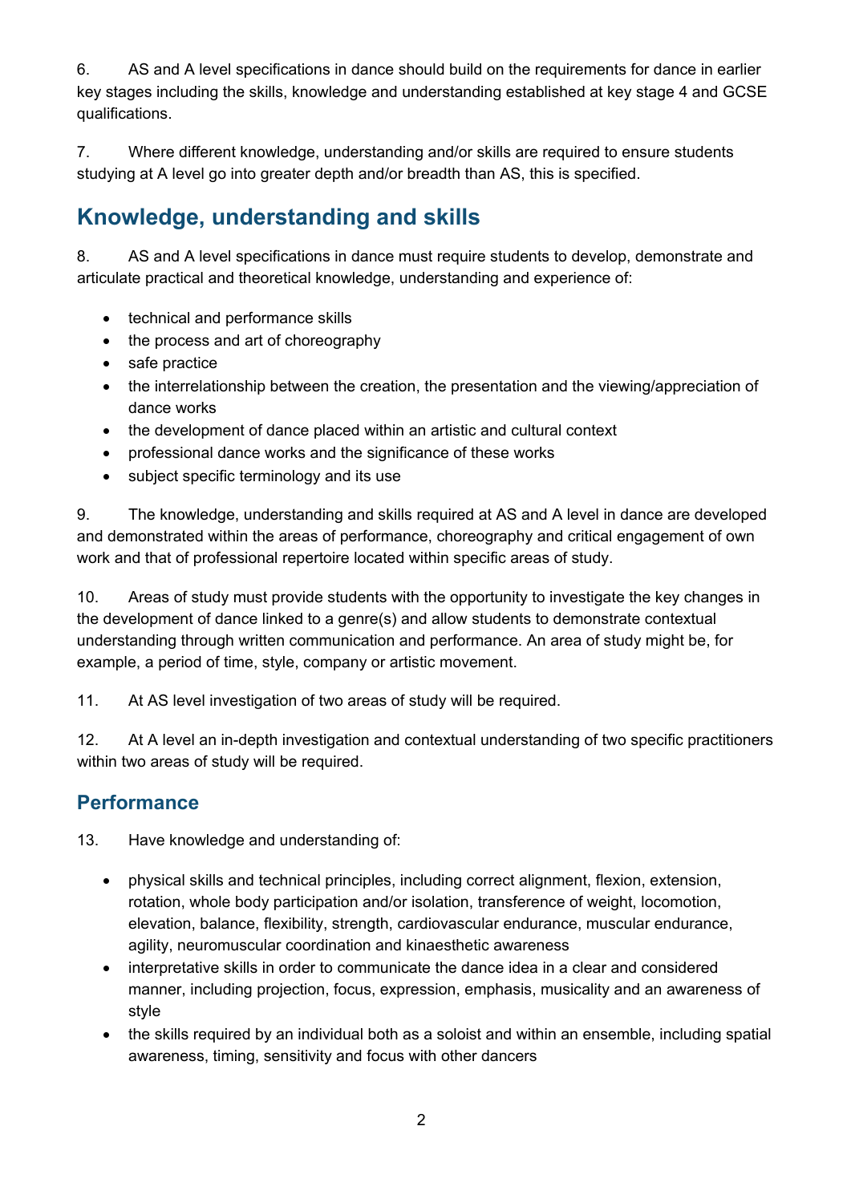6. AS and A level specifications in dance should build on the requirements for dance in earlier key stages including the skills, knowledge and understanding established at key stage 4 and GCSE qualifications.

7. Where different knowledge, understanding and/or skills are required to ensure students studying at A level go into greater depth and/or breadth than AS, this is specified.

## Knowledge, understanding and skills

8. AS and A level specifications in dance must require students to develop, demonstrate and articulate practical and theoretical knowledge, understanding and experience of:

- technical and performance skills
- the process and art of choreography
- safe practice
- the interrelationship between the creation, the presentation and the viewing/appreciation of dance works
- the development of dance placed within an artistic and cultural context
- professional dance works and the significance of these works
- subject specific terminology and its use

9. The knowledge, understanding and skills required at AS and A level in dance are developed and demonstrated within the areas of performance, choreography and critical engagement of own work and that of professional repertoire located within specific areas of study.

10. Areas of study must provide students with the opportunity to investigate the key changes in the development of dance linked to a genre(s) and allow students to demonstrate contextual understanding through written communication and performance. An area of study might be, for example, a period of time, style, company or artistic movement.

11. At AS level investigation of two areas of study will be required.

12. At A level an in-depth investigation and contextual understanding of two specific practitioners within two areas of study will be required.

### Performance

13. Have knowledge and understanding of:

- physical skills and technical principles, including correct alignment, flexion, extension, rotation, whole body participation and/or isolation, transference of weight, locomotion, elevation, balance, flexibility, strength, cardiovascular endurance, muscular endurance, agility, neuromuscular coordination and kinaesthetic awareness
- interpretative skills in order to communicate the dance idea in a clear and considered manner, including projection, focus, expression, emphasis, musicality and an awareness of style
- the skills required by an individual both as a soloist and within an ensemble, including spatial awareness, timing, sensitivity and focus with other dancers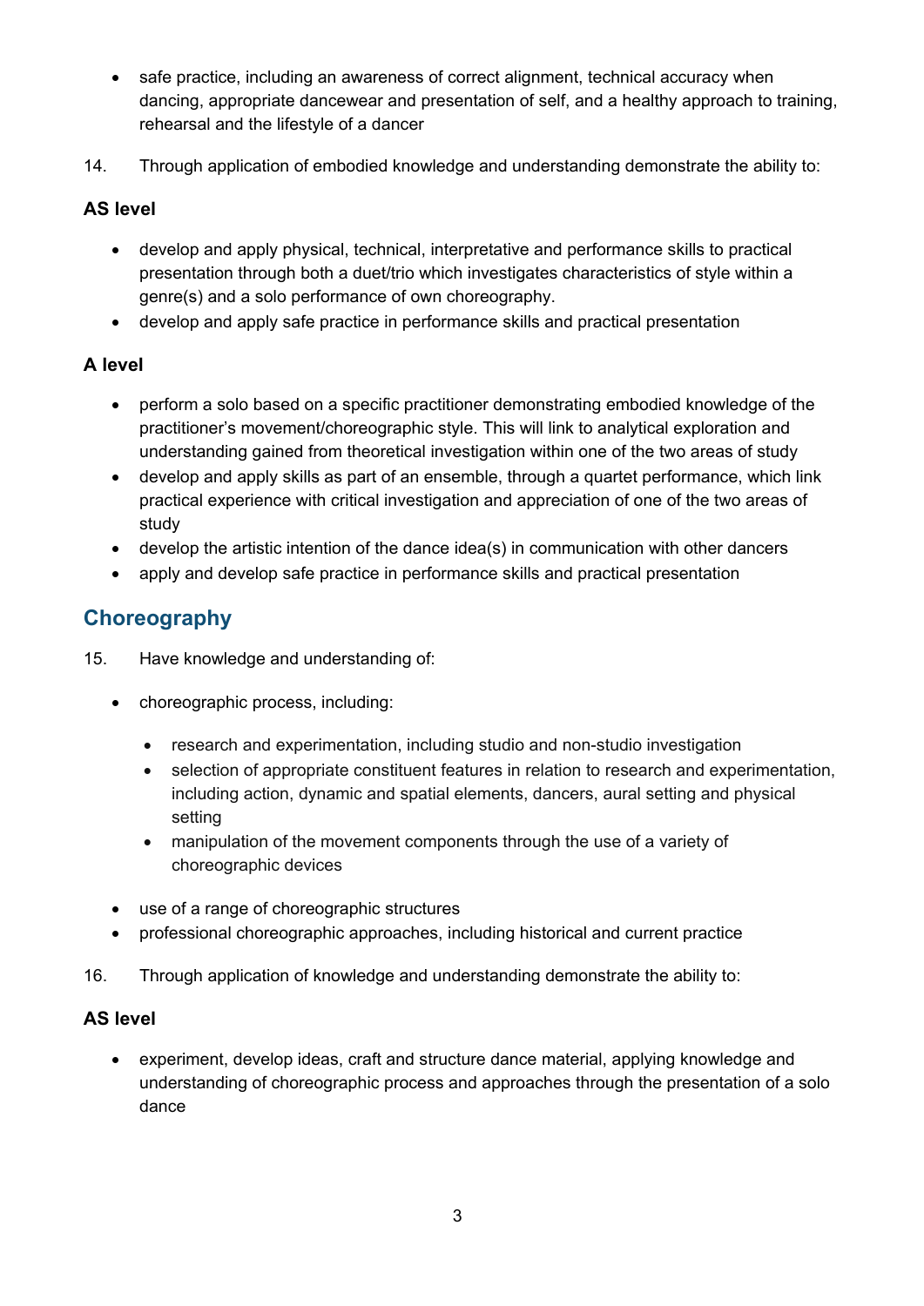- safe practice, including an awareness of correct alignment, technical accuracy when dancing, appropriate dancewear and presentation of self, and a healthy approach to training, rehearsal and the lifestyle of a dancer

14. Through application of embodied knowledge and understanding demonstrate the ability to:

### AS level

- develop and apply physical, technical, interpretative and performance skills to practical presentation through both a duet/trio which investigates characteristics of style within a genre(s) and a solo performance of own choreography.
- develop and apply safe practice in performance skills and practical presentation

### A level

- perform a solo based on a specific practitioner demonstrating embodied knowledge of the practitioner's movement/choreographic style. This will link to analytical exploration and understanding gained from theoretical investigation within one of the two areas of study
- develop and apply skills as part of an ensemble, through a quartet performance, which link practical experience with critical investigation and appreciation of one of the two areas of study
- develop the artistic intention of the dance idea(s) in communication with other dancers
- apply and develop safe practice in performance skills and practical presentation

## Choreography

15. Have knowledge and understanding of:

- choreographic process, including:
  - research and experimentation, including studio and non-studio investigation
  - selection of appropriate constituent features in relation to research and experimentation, including action, dynamic and spatial elements, dancers, aural setting and physical setting
  - manipulation of the movement components through the use of a variety of choreographic devices
- use of a range of choreographic structures
- professional choreographic approaches, including historical and current practice

16. Through application of knowledge and understanding demonstrate the ability to:

### AS level

- experiment, develop ideas, craft and structure dance material, applying knowledge and understanding of choreographic process and approaches through the presentation of a solo dance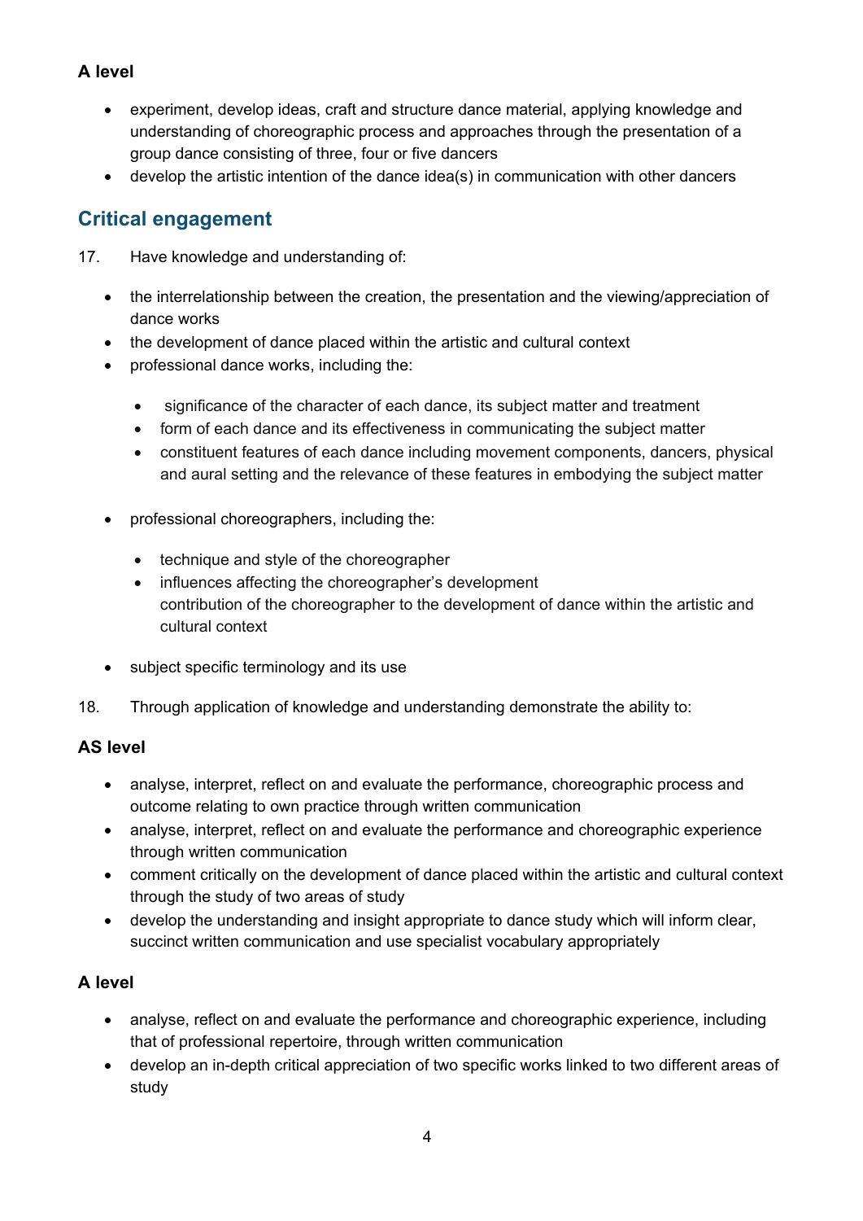### A level

- experiment, develop ideas, craft and structure dance material, applying knowledge and understanding of choreographic process and approaches through the presentation of a group dance consisting of three, four or five dancers
- develop the artistic intention of the dance idea(s) in communication with other dancers

## Critical engagement

17. Have knowledge and understanding of:

- the interrelationship between the creation, the presentation and the viewing/appreciation of dance works
- the development of dance placed within the artistic and cultural context
- professional dance works, including the:
  - significance of the character of each dance, its subject matter and treatment
  - form of each dance and its effectiveness in communicating the subject matter
  - constituent features of each dance including movement components, dancers, physical and aural setting and the relevance of these features in embodying the subject matter
- professional choreographers, including the:
  - technique and style of the choreographer
  - influences affecting the choreographer's development
    contribution of the choreographer to the development of dance within the artistic and cultural context
- subject specific terminology and its use

18. Through application of knowledge and understanding demonstrate the ability to:

### AS level

- analyse, interpret, reflect on and evaluate the performance, choreographic process and outcome relating to own practice through written communication
- analyse, interpret, reflect on and evaluate the performance and choreographic experience through written communication
- comment critically on the development of dance placed within the artistic and cultural context through the study of two areas of study
- develop the understanding and insight appropriate to dance study which will inform clear, succinct written communication and use specialist vocabulary appropriately

### A level

- analyse, reflect on and evaluate the performance and choreographic experience, including that of professional repertoire, through written communication
- develop an in-depth critical appreciation of two specific works linked to two different areas of study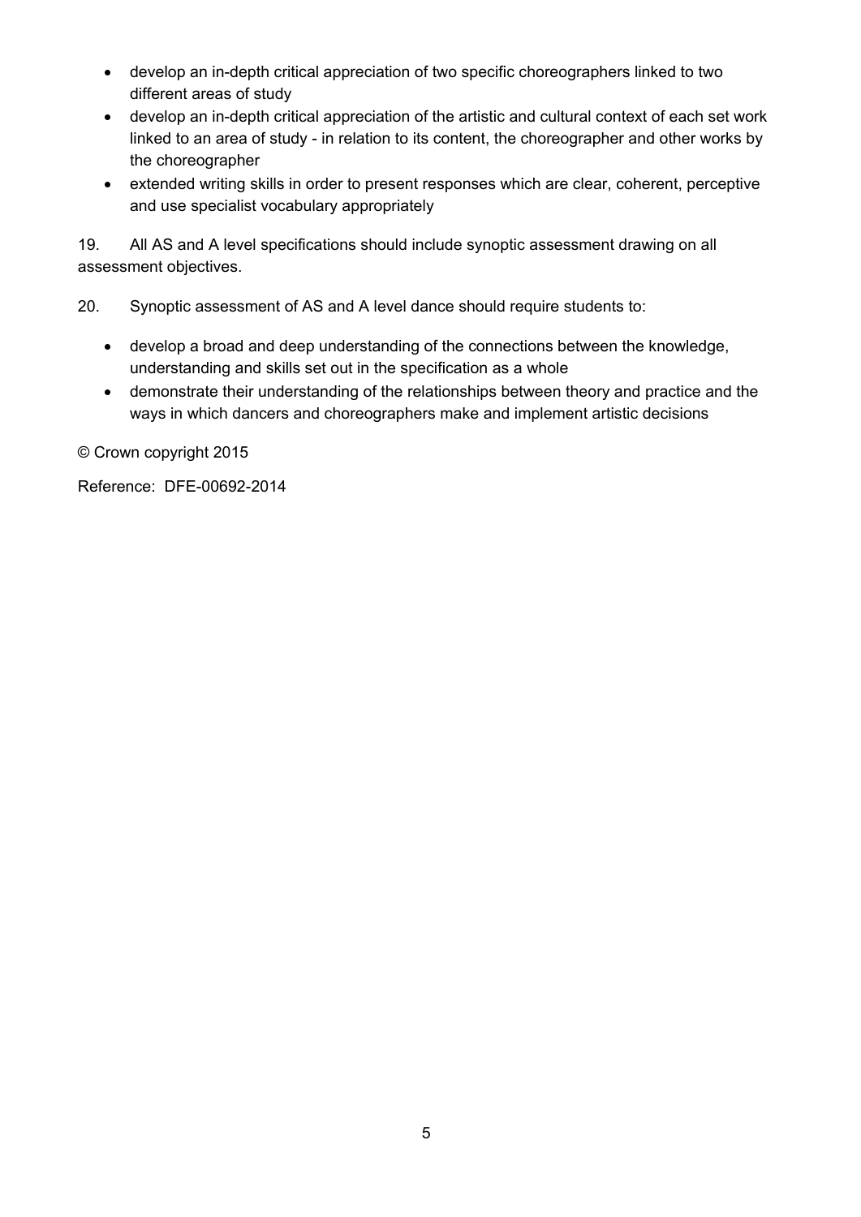- develop an in-depth critical appreciation of two specific choreographers linked to two different areas of study
- develop an in-depth critical appreciation of the artistic and cultural context of each set work linked to an area of study - in relation to its content, the choreographer and other works by the choreographer
- extended writing skills in order to present responses which are clear, coherent, perceptive and use specialist vocabulary appropriately

19. All AS and A level specifications should include synoptic assessment drawing on all assessment objectives.

20. Synoptic assessment of AS and A level dance should require students to:

- develop a broad and deep understanding of the connections between the knowledge, understanding and skills set out in the specification as a whole
- demonstrate their understanding of the relationships between theory and practice and the ways in which dancers and choreographers make and implement artistic decisions

© Crown copyright 2015

Reference: DFE-00692-2014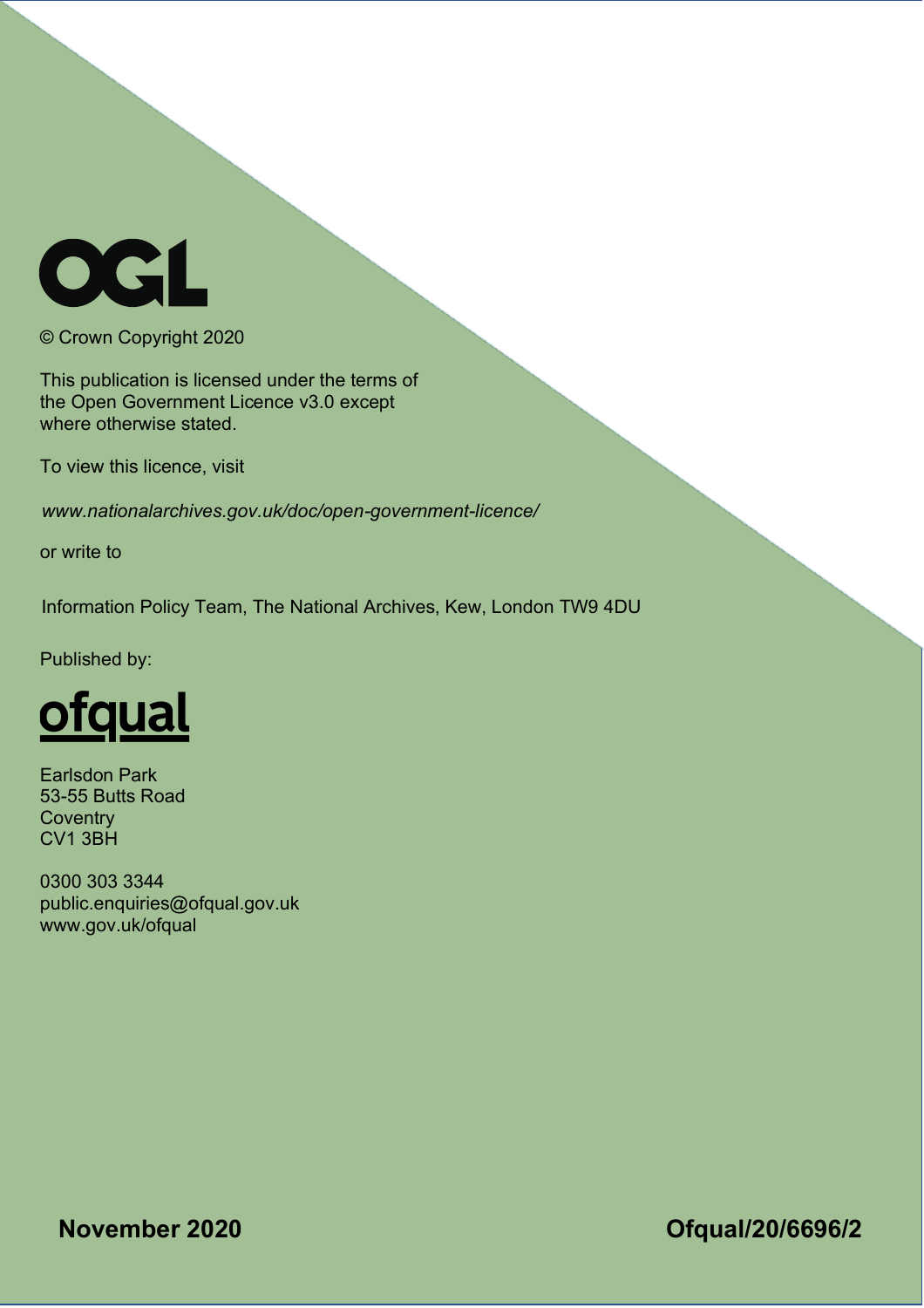OGL

© Crown Copyright 2020

This publication is licensed under the terms of the Open Government Licence v3.0 except where otherwise stated.

To view this licence, visit

*www.nationalarchives.gov.uk/doc/open-government-licence/*

or write to

Information Policy Team, The National Archives, Kew, London TW9 4DU

Published by:

ofqual

Earlsdon Park
53-55 Butts Road
Coventry
CV1 3BH

0300 303 3344
public.enquiries@ofqual.gov.uk
www.gov.uk/ofqual

**November 2020** **Ofqual/20/6696/2**